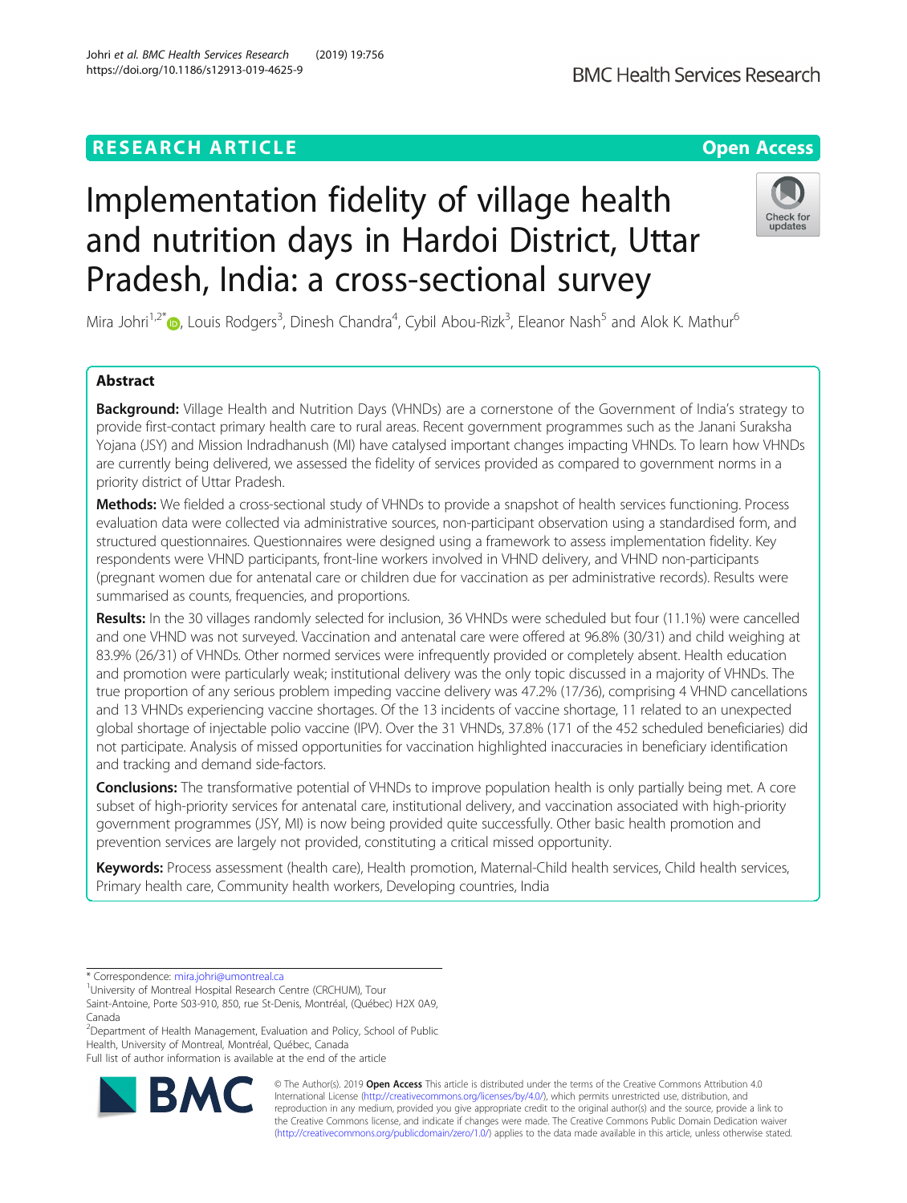RESEARCH ARTICLE

Open Access

# Implementation fidelity of village health and nutrition days in Hardoi District, Uttar Pradesh, India: a cross-sectional survey

Mira Johri[1,2*], Louis Rodgers[3], Dinesh Chandra[4], Cybil Abou-Rizk[3], Eleanor Nash[5] and Alok K. Mathur[6]

## Abstract

**Background:** Village Health and Nutrition Days (VHNDs) are a cornerstone of the Government of India's strategy to provide first-contact primary health care to rural areas. Recent government programmes such as the Janani Suraksha Yojana (JSY) and Mission Indradhanush (MI) have catalysed important changes impacting VHNDs. To learn how VHNDs are currently being delivered, we assessed the fidelity of services provided as compared to government norms in a priority district of Uttar Pradesh.

**Methods:** We fielded a cross-sectional study of VHNDs to provide a snapshot of health services functioning. Process evaluation data were collected via administrative sources, non-participant observation using a standardised form, and structured questionnaires. Questionnaires were designed using a framework to assess implementation fidelity. Key respondents were VHND participants, front-line workers involved in VHND delivery, and VHND non-participants (pregnant women due for antenatal care or children due for vaccination as per administrative records). Results were summarised as counts, frequencies, and proportions.

**Results:** In the 30 villages randomly selected for inclusion, 36 VHNDs were scheduled but four (11.1%) were cancelled and one VHND was not surveyed. Vaccination and antenatal care were offered at 96.8% (30/31) and child weighing at 83.9% (26/31) of VHNDs. Other normed services were infrequently provided or completely absent. Health education and promotion were particularly weak; institutional delivery was the only topic discussed in a majority of VHNDs. The true proportion of any serious problem impeding vaccine delivery was 47.2% (17/36), comprising 4 VHND cancellations and 13 VHNDs experiencing vaccine shortages. Of the 13 incidents of vaccine shortage, 11 related to an unexpected global shortage of injectable polio vaccine (IPV). Over the 31 VHNDs, 37.8% (171 of the 452 scheduled beneficiaries) did not participate. Analysis of missed opportunities for vaccination highlighted inaccuracies in beneficiary identification and tracking and demand side-factors.

**Conclusions:** The transformative potential of VHNDs to improve population health is only partially being met. A core subset of high-priority services for antenatal care, institutional delivery, and vaccination associated with high-priority government programmes (JSY, MI) is now being provided quite successfully. Other basic health promotion and prevention services are largely not provided, constituting a critical missed opportunity.

**Keywords:** Process assessment (health care), Health promotion, Maternal-Child health services, Child health services, Primary health care, Community health workers, Developing countries, India

\* Correspondence: mira.johri@umontreal.ca

[1]University of Montreal Hospital Research Centre (CRCHUM), Tour Saint-Antoine, Porte S03-910, 850, rue St-Denis, Montréal, (Québec) H2X 0A9, Canada

[2]Department of Health Management, Evaluation and Policy, School of Public Health, University of Montreal, Montréal, Québec, Canada

Full list of author information is available at the end of the article

© The Author(s). 2019 **Open Access** This article is distributed under the terms of the Creative Commons Attribution 4.0 International License (http://creativecommons.org/licenses/by/4.0/), which permits unrestricted use, distribution, and reproduction in any medium, provided you give appropriate credit to the original author(s) and the source, provide a link to the Creative Commons license, and indicate if changes were made. The Creative Commons Public Domain Dedication waiver (http://creativecommons.org/publicdomain/zero/1.0/) applies to the data made available in this article, unless otherwise stated.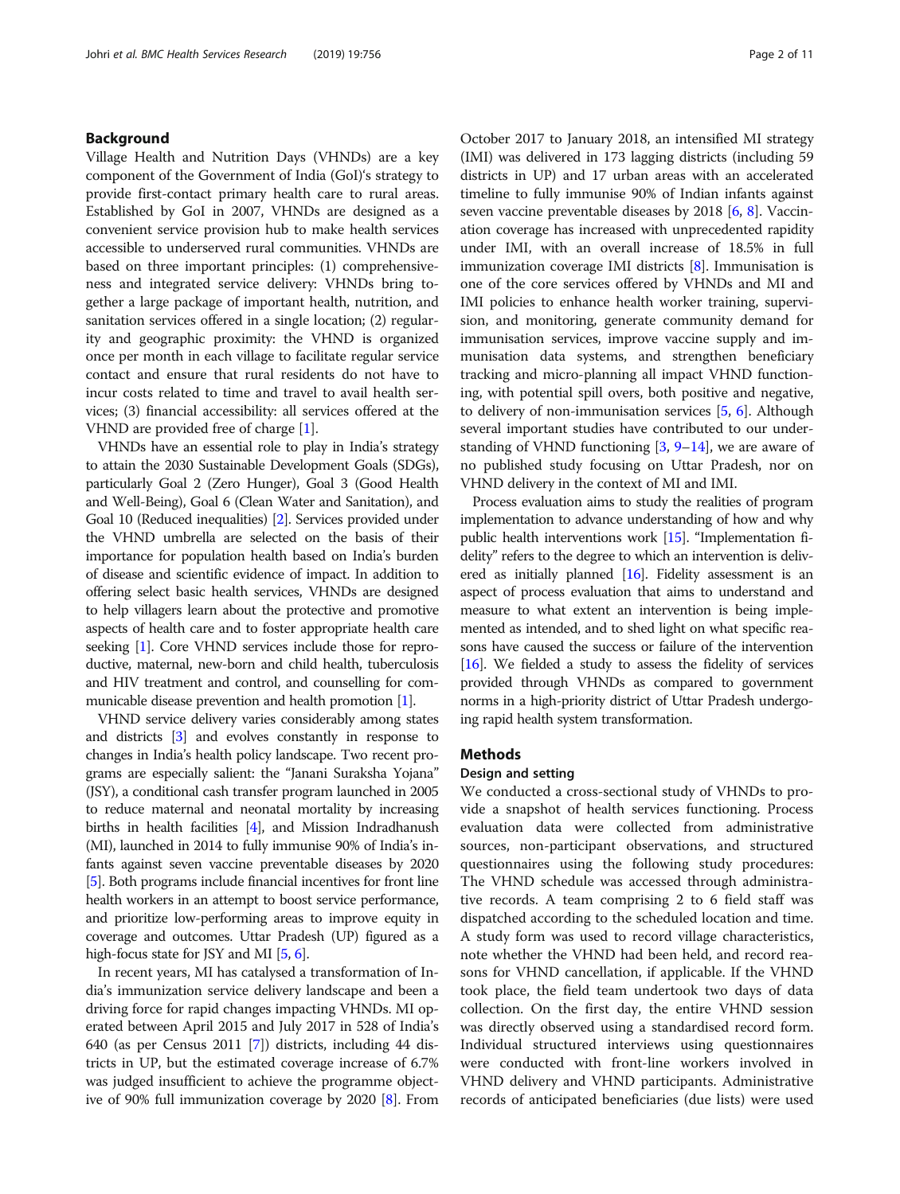## Background

Village Health and Nutrition Days (VHNDs) are a key component of the Government of India (GoI)'s strategy to provide first-contact primary health care to rural areas. Established by GoI in 2007, VHNDs are designed as a convenient service provision hub to make health services accessible to underserved rural communities. VHNDs are based on three important principles: (1) comprehensiveness and integrated service delivery: VHNDs bring together a large package of important health, nutrition, and sanitation services offered in a single location; (2) regularity and geographic proximity: the VHND is organized once per month in each village to facilitate regular service contact and ensure that rural residents do not have to incur costs related to time and travel to avail health services; (3) financial accessibility: all services offered at the VHND are provided free of charge [1].

VHNDs have an essential role to play in India's strategy to attain the 2030 Sustainable Development Goals (SDGs), particularly Goal 2 (Zero Hunger), Goal 3 (Good Health and Well-Being), Goal 6 (Clean Water and Sanitation), and Goal 10 (Reduced inequalities) [2]. Services provided under the VHND umbrella are selected on the basis of their importance for population health based on India's burden of disease and scientific evidence of impact. In addition to offering select basic health services, VHNDs are designed to help villagers learn about the protective and promotive aspects of health care and to foster appropriate health care seeking [1]. Core VHND services include those for reproductive, maternal, new-born and child health, tuberculosis and HIV treatment and control, and counselling for communicable disease prevention and health promotion [1].

VHND service delivery varies considerably among states and districts [3] and evolves constantly in response to changes in India's health policy landscape. Two recent programs are especially salient: the "Janani Suraksha Yojana" (JSY), a conditional cash transfer program launched in 2005 to reduce maternal and neonatal mortality by increasing births in health facilities [4], and Mission Indradhanush (MI), launched in 2014 to fully immunise 90% of India's infants against seven vaccine preventable diseases by 2020 [5]. Both programs include financial incentives for front line health workers in an attempt to boost service performance, and prioritize low-performing areas to improve equity in coverage and outcomes. Uttar Pradesh (UP) figured as a high-focus state for JSY and MI [5, 6].

In recent years, MI has catalysed a transformation of India's immunization service delivery landscape and been a driving force for rapid changes impacting VHNDs. MI operated between April 2015 and July 2017 in 528 of India's 640 (as per Census 2011 [7]) districts, including 44 districts in UP, but the estimated coverage increase of 6.7% was judged insufficient to achieve the programme objective of 90% full immunization coverage by 2020 [8]. From October 2017 to January 2018, an intensified MI strategy (IMI) was delivered in 173 lagging districts (including 59 districts in UP) and 17 urban areas with an accelerated timeline to fully immunise 90% of Indian infants against seven vaccine preventable diseases by 2018 [6, 8]. Vaccination coverage has increased with unprecedented rapidity under IMI, with an overall increase of 18.5% in full immunization coverage IMI districts [8]. Immunisation is one of the core services offered by VHNDs and MI and IMI policies to enhance health worker training, supervision, and monitoring, generate community demand for immunisation services, improve vaccine supply and immunisation data systems, and strengthen beneficiary tracking and micro-planning all impact VHND functioning, with potential spill overs, both positive and negative, to delivery of non-immunisation services [5, 6]. Although several important studies have contributed to our understanding of VHND functioning [3, 9–14], we are aware of no published study focusing on Uttar Pradesh, nor on VHND delivery in the context of MI and IMI.

Process evaluation aims to study the realities of program implementation to advance understanding of how and why public health interventions work [15]. "Implementation fidelity" refers to the degree to which an intervention is delivered as initially planned [16]. Fidelity assessment is an aspect of process evaluation that aims to understand and measure to what extent an intervention is being implemented as intended, and to shed light on what specific reasons have caused the success or failure of the intervention [16]. We fielded a study to assess the fidelity of services provided through VHNDs as compared to government norms in a high-priority district of Uttar Pradesh undergoing rapid health system transformation.

## Methods

### Design and setting

We conducted a cross-sectional study of VHNDs to provide a snapshot of health services functioning. Process evaluation data were collected from administrative sources, non-participant observations, and structured questionnaires using the following study procedures: The VHND schedule was accessed through administrative records. A team comprising 2 to 6 field staff was dispatched according to the scheduled location and time. A study form was used to record village characteristics, note whether the VHND had been held, and record reasons for VHND cancellation, if applicable. If the VHND took place, the field team undertook two days of data collection. On the first day, the entire VHND session was directly observed using a standardised record form. Individual structured interviews using questionnaires were conducted with front-line workers involved in VHND delivery and VHND participants. Administrative records of anticipated beneficiaries (due lists) were used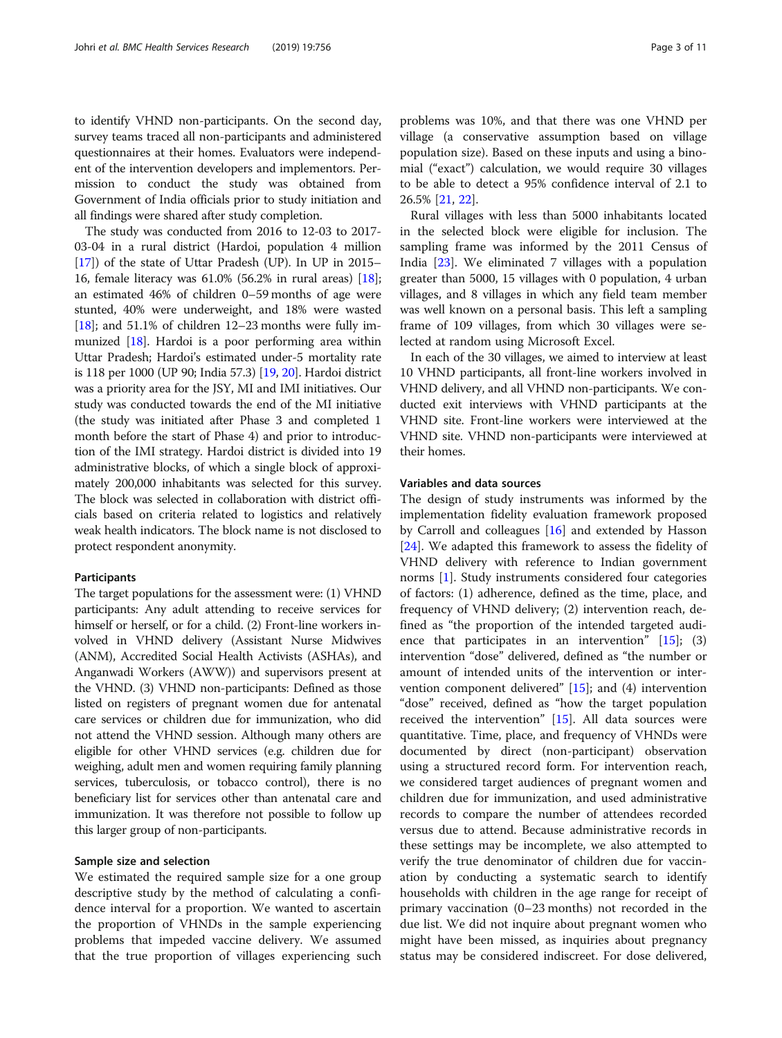to identify VHND non-participants. On the second day, survey teams traced all non-participants and administered questionnaires at their homes. Evaluators were independent of the intervention developers and implementors. Permission to conduct the study was obtained from Government of India officials prior to study initiation and all findings were shared after study completion.

The study was conducted from 2016 to 12-03 to 2017-03-04 in a rural district (Hardoi, population 4 million [17]) of the state of Uttar Pradesh (UP). In UP in 2015–16, female literacy was 61.0% (56.2% in rural areas) [18]; an estimated 46% of children 0–59 months of age were stunted, 40% were underweight, and 18% were wasted [18]; and 51.1% of children 12–23 months were fully immunized [18]. Hardoi is a poor performing area within Uttar Pradesh; Hardoi's estimated under-5 mortality rate is 118 per 1000 (UP 90; India 57.3) [19, 20]. Hardoi district was a priority area for the JSY, MI and IMI initiatives. Our study was conducted towards the end of the MI initiative (the study was initiated after Phase 3 and completed 1 month before the start of Phase 4) and prior to introduction of the IMI strategy. Hardoi district is divided into 19 administrative blocks, of which a single block of approximately 200,000 inhabitants was selected for this survey. The block was selected in collaboration with district officials based on criteria related to logistics and relatively weak health indicators. The block name is not disclosed to protect respondent anonymity.

#### Participants

The target populations for the assessment were: (1) VHND participants: Any adult attending to receive services for himself or herself, or for a child. (2) Front-line workers involved in VHND delivery (Assistant Nurse Midwives (ANM), Accredited Social Health Activists (ASHAs), and Anganwadi Workers (AWW)) and supervisors present at the VHND. (3) VHND non-participants: Defined as those listed on registers of pregnant women due for antenatal care services or children due for immunization, who did not attend the VHND session. Although many others are eligible for other VHND services (e.g. children due for weighing, adult men and women requiring family planning services, tuberculosis, or tobacco control), there is no beneficiary list for services other than antenatal care and immunization. It was therefore not possible to follow up this larger group of non-participants.

#### Sample size and selection

We estimated the required sample size for a one group descriptive study by the method of calculating a confidence interval for a proportion. We wanted to ascertain the proportion of VHNDs in the sample experiencing problems that impeded vaccine delivery. We assumed that the true proportion of villages experiencing such problems was 10%, and that there was one VHND per village (a conservative assumption based on village population size). Based on these inputs and using a binomial ("exact") calculation, we would require 30 villages to be able to detect a 95% confidence interval of 2.1 to 26.5% [21, 22].

Rural villages with less than 5000 inhabitants located in the selected block were eligible for inclusion. The sampling frame was informed by the 2011 Census of India [23]. We eliminated 7 villages with a population greater than 5000, 15 villages with 0 population, 4 urban villages, and 8 villages in which any field team member was well known on a personal basis. This left a sampling frame of 109 villages, from which 30 villages were selected at random using Microsoft Excel.

In each of the 30 villages, we aimed to interview at least 10 VHND participants, all front-line workers involved in VHND delivery, and all VHND non-participants. We conducted exit interviews with VHND participants at the VHND site. Front-line workers were interviewed at the VHND site. VHND non-participants were interviewed at their homes.

#### Variables and data sources

The design of study instruments was informed by the implementation fidelity evaluation framework proposed by Carroll and colleagues [16] and extended by Hasson [24]. We adapted this framework to assess the fidelity of VHND delivery with reference to Indian government norms [1]. Study instruments considered four categories of factors: (1) adherence, defined as the time, place, and frequency of VHND delivery; (2) intervention reach, defined as "the proportion of the intended targeted audience that participates in an intervention" [15]; (3) intervention "dose" delivered, defined as "the number or amount of intended units of the intervention or intervention component delivered" [15]; and (4) intervention "dose" received, defined as "how the target population received the intervention" [15]. All data sources were quantitative. Time, place, and frequency of VHNDs were documented by direct (non-participant) observation using a structured record form. For intervention reach, we considered target audiences of pregnant women and children due for immunization, and used administrative records to compare the number of attendees recorded versus due to attend. Because administrative records in these settings may be incomplete, we also attempted to verify the true denominator of children due for vaccination by conducting a systematic search to identify households with children in the age range for receipt of primary vaccination (0–23 months) not recorded in the due list. We did not inquire about pregnant women who might have been missed, as inquiries about pregnancy status may be considered indiscreet. For dose delivered,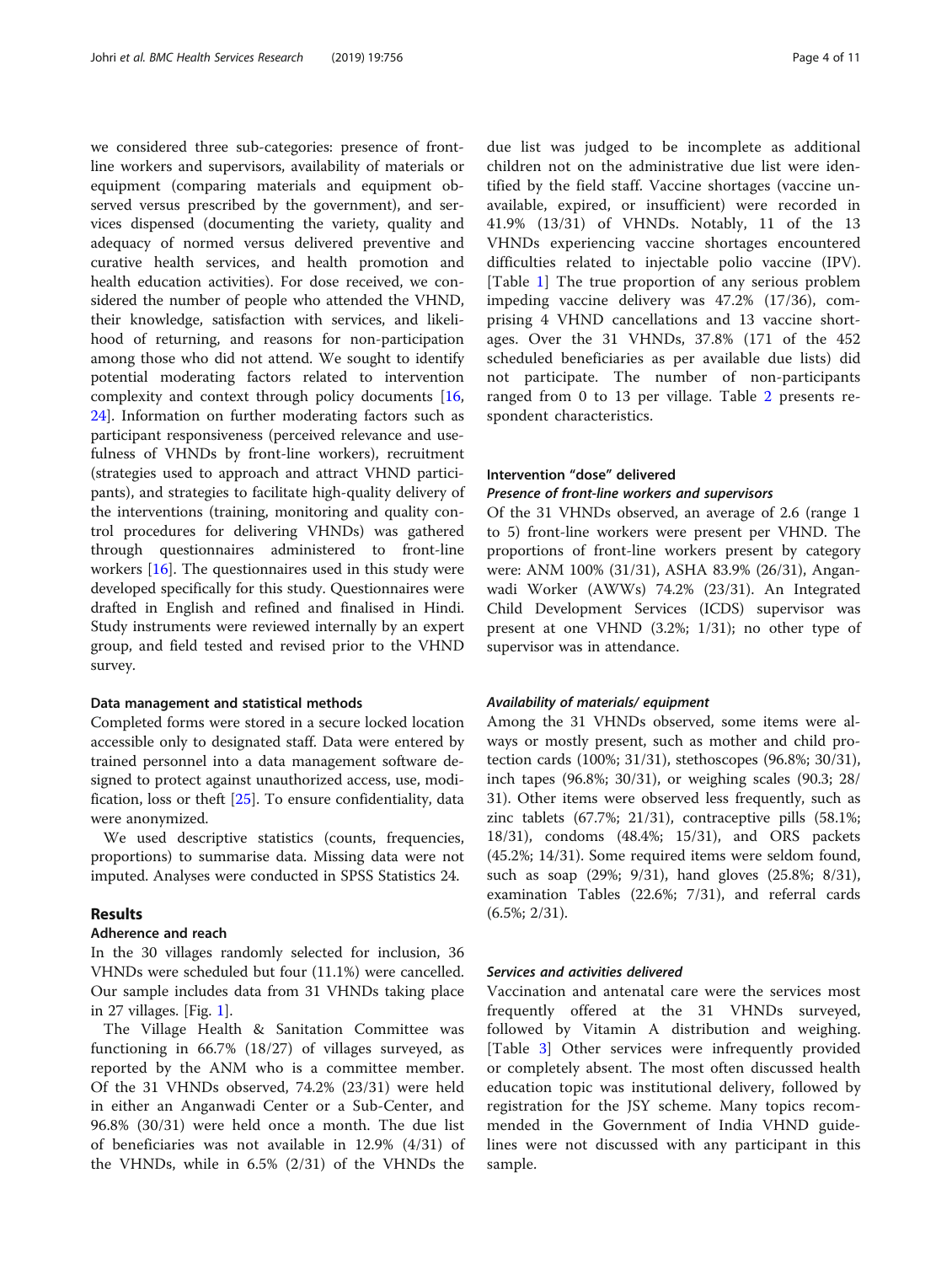we considered three sub-categories: presence of front-line workers and supervisors, availability of materials or equipment (comparing materials and equipment observed versus prescribed by the government), and services dispensed (documenting the variety, quality and adequacy of normed versus delivered preventive and curative health services, and health promotion and health education activities). For dose received, we considered the number of people who attended the VHND, their knowledge, satisfaction with services, and likelihood of returning, and reasons for non-participation among those who did not attend. We sought to identify potential moderating factors related to intervention complexity and context through policy documents [16, 24]. Information on further moderating factors such as participant responsiveness (perceived relevance and usefulness of VHNDs by front-line workers), recruitment (strategies used to approach and attract VHND participants), and strategies to facilitate high-quality delivery of the interventions (training, monitoring and quality control procedures for delivering VHNDs) was gathered through questionnaires administered to front-line workers [16]. The questionnaires used in this study were developed specifically for this study. Questionnaires were drafted in English and refined and finalised in Hindi. Study instruments were reviewed internally by an expert group, and field tested and revised prior to the VHND survey.

### Data management and statistical methods

Completed forms were stored in a secure locked location accessible only to designated staff. Data were entered by trained personnel into a data management software designed to protect against unauthorized access, use, modification, loss or theft [25]. To ensure confidentiality, data were anonymized.

We used descriptive statistics (counts, frequencies, proportions) to summarise data. Missing data were not imputed. Analyses were conducted in SPSS Statistics 24.

## Results

### Adherence and reach

In the 30 villages randomly selected for inclusion, 36 VHNDs were scheduled but four (11.1%) were cancelled. Our sample includes data from 31 VHNDs taking place in 27 villages. [Fig. 1].

The Village Health & Sanitation Committee was functioning in 66.7% (18/27) of villages surveyed, as reported by the ANM who is a committee member. Of the 31 VHNDs observed, 74.2% (23/31) were held in either an Anganwadi Center or a Sub-Center, and 96.8% (30/31) were held once a month. The due list of beneficiaries was not available in 12.9% (4/31) of the VHNDs, while in 6.5% (2/31) of the VHNDs the due list was judged to be incomplete as additional children not on the administrative due list were identified by the field staff. Vaccine shortages (vaccine unavailable, expired, or insufficient) were recorded in 41.9% (13/31) of VHNDs. Notably, 11 of the 13 VHNDs experiencing vaccine shortages encountered difficulties related to injectable polio vaccine (IPV). [Table 1] The true proportion of any serious problem impeding vaccine delivery was 47.2% (17/36), comprising 4 VHND cancellations and 13 vaccine shortages. Over the 31 VHNDs, 37.8% (171 of the 452 scheduled beneficiaries as per available due lists) did not participate. The number of non-participants ranged from 0 to 13 per village. Table 2 presents respondent characteristics.

### Intervention "dose" delivered

#### *Presence of front-line workers and supervisors*

Of the 31 VHNDs observed, an average of 2.6 (range 1 to 5) front-line workers were present per VHND. The proportions of front-line workers present by category were: ANM 100% (31/31), ASHA 83.9% (26/31), Anganwadi Worker (AWWs) 74.2% (23/31). An Integrated Child Development Services (ICDS) supervisor was present at one VHND (3.2%; 1/31); no other type of supervisor was in attendance.

#### *Availability of materials/ equipment*

Among the 31 VHNDs observed, some items were always or mostly present, such as mother and child protection cards (100%; 31/31), stethoscopes (96.8%; 30/31), inch tapes (96.8%; 30/31), or weighing scales (90.3; 28/31). Other items were observed less frequently, such as zinc tablets (67.7%; 21/31), contraceptive pills (58.1%; 18/31), condoms (48.4%; 15/31), and ORS packets (45.2%; 14/31). Some required items were seldom found, such as soap (29%; 9/31), hand gloves (25.8%; 8/31), examination Tables (22.6%; 7/31), and referral cards (6.5%; 2/31).

#### *Services and activities delivered*

Vaccination and antenatal care were the services most frequently offered at the 31 VHNDs surveyed, followed by Vitamin A distribution and weighing. [Table 3] Other services were infrequently provided or completely absent. The most often discussed health education topic was institutional delivery, followed by registration for the JSY scheme. Many topics recommended in the Government of India VHND guidelines were not discussed with any participant in this sample.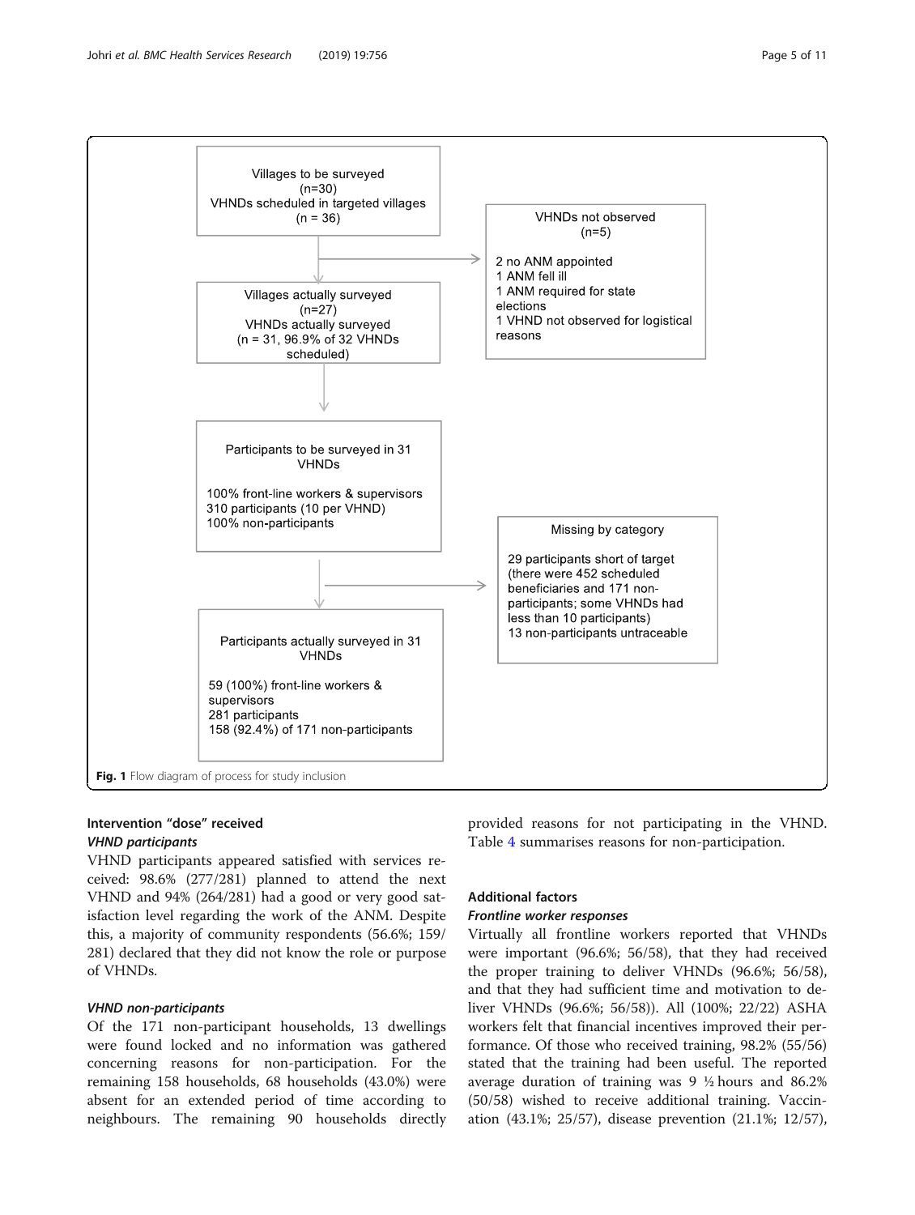Villages to be surveyed
(n=30)
VHNDs scheduled in targeted villages
(n = 36)

VHNDs not observed
(n=5)

2 no ANM appointed
1 ANM fell ill
1 ANM required for state elections
1 VHND not observed for logistical reasons

Villages actually surveyed
(n=27)
VHNDs actually surveyed
(n = 31, 96.9% of 32 VHNDs scheduled)

Participants to be surveyed in 31 VHNDs

100% front-line workers & supervisors
310 participants (10 per VHND)
100% non-participants

Missing by category

29 participants short of target (there were 452 scheduled beneficiaries and 171 non-participants; some VHNDs had less than 10 participants)
13 non-participants untraceable

Participants actually surveyed in 31 VHNDs

59 (100%) front-line workers & supervisors
281 participants
158 (92.4%) of 171 non-participants

**Fig. 1** Flow diagram of process for study inclusion

## Intervention "dose" received

### *VHND participants*

VHND participants appeared satisfied with services received: 98.6% (277/281) planned to attend the next VHND and 94% (264/281) had a good or very good satisfaction level regarding the work of the ANM. Despite this, a majority of community respondents (56.6%; 159/281) declared that they did not know the role or purpose of VHNDs.

### *VHND non-participants*

Of the 171 non-participant households, 13 dwellings were found locked and no information was gathered concerning reasons for non-participation. For the remaining 158 households, 68 households (43.0%) were absent for an extended period of time according to neighbours. The remaining 90 households directly provided reasons for not participating in the VHND. Table 4 summarises reasons for non-participation.

## Additional factors

### *Frontline worker responses*

Virtually all frontline workers reported that VHNDs were important (96.6%; 56/58), that they had received the proper training to deliver VHNDs (96.6%; 56/58), and that they had sufficient time and motivation to deliver VHNDs (96.6%; 56/58)). All (100%; 22/22) ASHA workers felt that financial incentives improved their performance. Of those who received training, 98.2% (55/56) stated that the training had been useful. The reported average duration of training was 9 ½ hours and 86.2% (50/58) wished to receive additional training. Vaccination (43.1%; 25/57), disease prevention (21.1%; 12/57),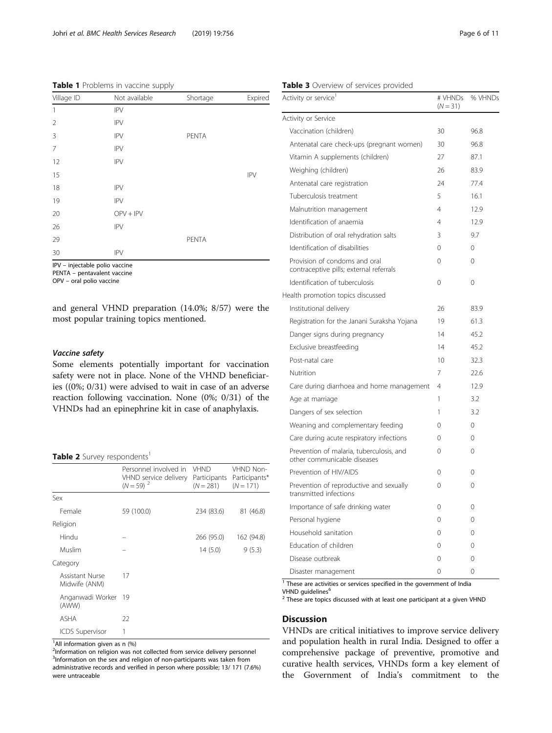**Table 1** Problems in vaccine supply

| Village ID | Not available | Shortage | Expired |
|---|---|---|---|
| 1 | IPV | | |
| 2 | IPV | | |
| 3 | IPV | PENTA | |
| 7 | IPV | | |
| 12 | IPV | | |
| 15 | | | IPV |
| 18 | IPV | | |
| 19 | IPV | | |
| 20 | OPV + IPV | | |
| 26 | IPV | | |
| 29 | | PENTA | |
| 30 | IPV | | |

IPV – injectable polio vaccine
PENTA – pentavalent vaccine
OPV – oral polio vaccine

and general VHND preparation (14.0%; 8/57) were the most popular training topics mentioned.

### *Vaccine safety*

Some elements potentially important for vaccination safety were not in place. None of the VHND beneficiaries ((0%; 0/31) were advised to wait in case of an adverse reaction following vaccination. None (0%; 0/31) of the VHNDs had an epinephrine kit in case of anaphylaxis.

**Table 2** Survey respondents[1]

| | Personnel involved in VHND service delivery ($N = 59$) [2] | VHND Participants ($N = 281$) | VHND Non-Participants* ($N = 171$) |
|---|---|---|---|
| Sex | | | |
| Female | 59 (100.0) | 234 (83.6) | 81 (46.8) |
| Religion | | | |
| Hindu | – | 266 (95.0) | 162 (94.8) |
| Muslim | – | 14 (5.0) | 9 (5.3) |
| Category | | | |
| Assistant Nurse Midwife (ANM) | 17 | | |
| Anganwadi Worker (AWW) | 19 | | |
| ASHA | 22 | | |
| ICDS Supervisor | 1 | | |

[1]All information given as n (%)
[2]Information on religion was not collected from service delivery personnel
[3]Information on the sex and religion of non-participants was taken from administrative records and verified in person where possible; 13/ 171 (7.6%) were untraceable

**Table 3** Overview of services provided

| Activity or service[1] | # VHNDs ($N = 31$) | % VHNDs |
|---|---|---|
| Activity or Service | | |
| Vaccination (children) | 30 | 96.8 |
| Antenatal care check-ups (pregnant women) | 30 | 96.8 |
| Vitamin A supplements (children) | 27 | 87.1 |
| Weighing (children) | 26 | 83.9 |
| Antenatal care registration | 24 | 77.4 |
| Tuberculosis treatment | 5 | 16.1 |
| Malnutrition management | 4 | 12.9 |
| Identification of anaemia | 4 | 12.9 |
| Distribution of oral rehydration salts | 3 | 9.7 |
| Identification of disabilities | 0 | 0 |
| Provision of condoms and oral contraceptive pills; external referrals | 0 | 0 |
| Identification of tuberculosis | 0 | 0 |
| Health promotion topics discussed | | |
| Institutional delivery | 26 | 83.9 |
| Registration for the Janani Suraksha Yojana | 19 | 61.3 |
| Danger signs during pregnancy | 14 | 45.2 |
| Exclusive breastfeeding | 14 | 45.2 |
| Post-natal care | 10 | 32.3 |
| Nutrition | 7 | 22.6 |
| Care during diarrhoea and home management | 4 | 12.9 |
| Age at marriage | 1 | 3.2 |
| Dangers of sex selection | 1 | 3.2 |
| Weaning and complementary feeding | 0 | 0 |
| Care during acute respiratory infections | 0 | 0 |
| Prevention of malaria, tuberculosis, and other communicable diseases | 0 | 0 |
| Prevention of HIV/AIDS | 0 | 0 |
| Prevention of reproductive and sexually transmitted infections | 0 | 0 |
| Importance of safe drinking water | 0 | 0 |
| Personal hygiene | 0 | 0 |
| Household sanitation | 0 | 0 |
| Education of children | 0 | 0 |
| Disease outbreak | 0 | 0 |
| Disaster management | 0 | 0 |

[1] These are activities or services specified in the government of India VHND guidelines[6]
[2] These are topics discussed with at least one participant at a given VHND

## Discussion

VHNDs are critical initiatives to improve service delivery and population health in rural India. Designed to offer a comprehensive package of preventive, promotive and curative health services, VHNDs form a key element of the Government of India's commitment to the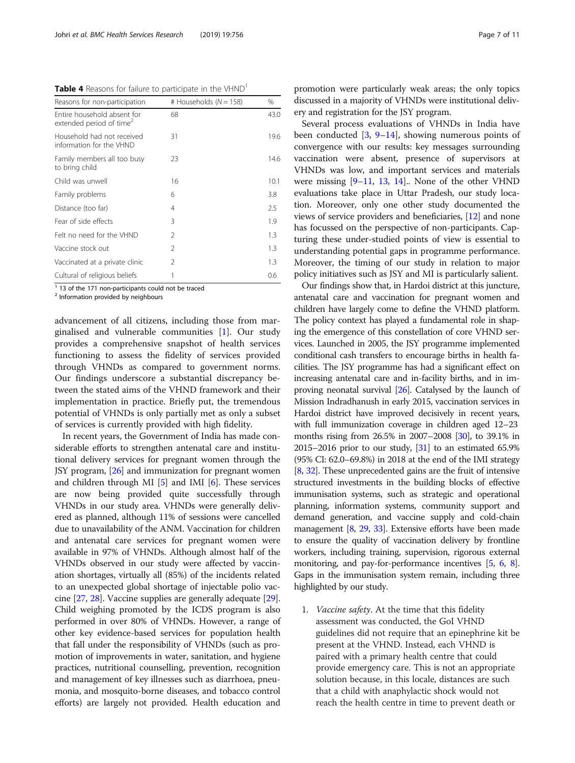**Table 4** Reasons for failure to participate in the VHND[1]

| Reasons for non-participation | # Households (N = 158) | % |
|---|---|---|
| Entire household absent for extended period of time[2] | 68 | 43.0 |
| Household had not received information for the VHND | 31 | 19.6 |
| Family members all too busy to bring child | 23 | 14.6 |
| Child was unwell | 16 | 10.1 |
| Family problems | 6 | 3.8 |
| Distance (too far) | 4 | 2.5 |
| Fear of side effects | 3 | 1.9 |
| Felt no need for the VHND | 2 | 1.3 |
| Vaccine stock out | 2 | 1.3 |
| Vaccinated at a private clinic | 2 | 1.3 |
| Cultural of religious beliefs | 1 | 0.6 |

[1] 13 of the 171 non-participants could not be traced
[2] Information provided by neighbours

advancement of all citizens, including those from marginalised and vulnerable communities [1]. Our study provides a comprehensive snapshot of health services functioning to assess the fidelity of services provided through VHNDs as compared to government norms. Our findings underscore a substantial discrepancy between the stated aims of the VHND framework and their implementation in practice. Briefly put, the tremendous potential of VHNDs is only partially met as only a subset of services is currently provided with high fidelity.

In recent years, the Government of India has made considerable efforts to strengthen antenatal care and institutional delivery services for pregnant women through the JSY program, [26] and immunization for pregnant women and children through MI [5] and IMI [6]. These services are now being provided quite successfully through VHNDs in our study area. VHNDs were generally delivered as planned, although 11% of sessions were cancelled due to unavailability of the ANM. Vaccination for children and antenatal care services for pregnant women were available in 97% of VHNDs. Although almost half of the VHNDs observed in our study were affected by vaccination shortages, virtually all (85%) of the incidents related to an unexpected global shortage of injectable polio vaccine [27, 28]. Vaccine supplies are generally adequate [29]. Child weighing promoted by the ICDS program is also performed in over 80% of VHNDs. However, a range of other key evidence-based services for population health that fall under the responsibility of VHNDs (such as promotion of improvements in water, sanitation, and hygiene practices, nutritional counselling, prevention, recognition and management of key illnesses such as diarrhoea, pneumonia, and mosquito-borne diseases, and tobacco control efforts) are largely not provided. Health education and promotion were particularly weak areas; the only topics discussed in a majority of VHNDs were institutional delivery and registration for the JSY program.

Several process evaluations of VHNDs in India have been conducted [3, 9–14], showing numerous points of convergence with our results: key messages surrounding vaccination were absent, presence of supervisors at VHNDs was low, and important services and materials were missing [9–11, 13, 14].. None of the other VHND evaluations take place in Uttar Pradesh, our study location. Moreover, only one other study documented the views of service providers and beneficiaries, [12] and none has focussed on the perspective of non-participants. Capturing these under-studied points of view is essential to understanding potential gaps in programme performance. Moreover, the timing of our study in relation to major policy initiatives such as JSY and MI is particularly salient.

Our findings show that, in Hardoi district at this juncture, antenatal care and vaccination for pregnant women and children have largely come to define the VHND platform. The policy context has played a fundamental role in shaping the emergence of this constellation of core VHND services. Launched in 2005, the JSY programme implemented conditional cash transfers to encourage births in health facilities. The JSY programme has had a significant effect on increasing antenatal care and in-facility births, and in improving neonatal survival [26]. Catalysed by the launch of Mission Indradhanush in early 2015, vaccination services in Hardoi district have improved decisively in recent years, with full immunization coverage in children aged 12–23 months rising from 26.5% in 2007–2008 [30], to 39.1% in 2015–2016 prior to our study, [31] to an estimated 65.9% (95% CI: 62.0–69.8%) in 2018 at the end of the IMI strategy [8, 32]. These unprecedented gains are the fruit of intensive structured investments in the building blocks of effective immunisation systems, such as strategic and operational planning, information systems, community support and demand generation, and vaccine supply and cold-chain management [8, 29, 33]. Extensive efforts have been made to ensure the quality of vaccination delivery by frontline workers, including training, supervision, rigorous external monitoring, and pay-for-performance incentives [5, 6, 8]. Gaps in the immunisation system remain, including three highlighted by our study.

1. *Vaccine safety*. At the time that this fidelity assessment was conducted, the GoI VHND guidelines did not require that an epinephrine kit be present at the VHND. Instead, each VHND is paired with a primary health centre that could provide emergency care. This is not an appropriate solution because, in this locale, distances are such that a child with anaphylactic shock would not reach the health centre in time to prevent death or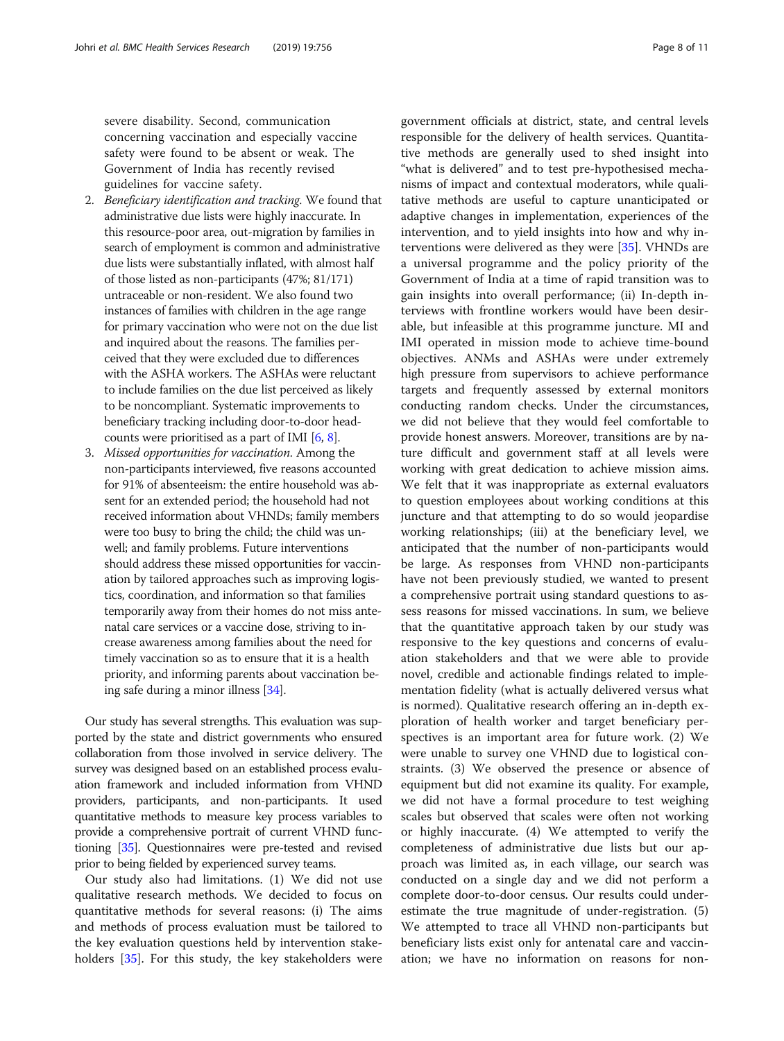severe disability. Second, communication concerning vaccination and especially vaccine safety were found to be absent or weak. The Government of India has recently revised guidelines for vaccine safety.

2. *Beneficiary identification and tracking.* We found that administrative due lists were highly inaccurate. In this resource-poor area, out-migration by families in search of employment is common and administrative due lists were substantially inflated, with almost half of those listed as non-participants (47%; 81/171) untraceable or non-resident. We also found two instances of families with children in the age range for primary vaccination who were not on the due list and inquired about the reasons. The families perceived that they were excluded due to differences with the ASHA workers. The ASHAs were reluctant to include families on the due list perceived as likely to be noncompliant. Systematic improvements to beneficiary tracking including door-to-door head-counts were prioritised as a part of IMI [6, 8].
3. *Missed opportunities for vaccination.* Among the non-participants interviewed, five reasons accounted for 91% of absenteeism: the entire household was absent for an extended period; the household had not received information about VHNDs; family members were too busy to bring the child; the child was unwell; and family problems. Future interventions should address these missed opportunities for vaccination by tailored approaches such as improving logistics, coordination, and information so that families temporarily away from their homes do not miss antenatal care services or a vaccine dose, striving to increase awareness among families about the need for timely vaccination so as to ensure that it is a health priority, and informing parents about vaccination being safe during a minor illness [34].

Our study has several strengths. This evaluation was supported by the state and district governments who ensured collaboration from those involved in service delivery. The survey was designed based on an established process evaluation framework and included information from VHND providers, participants, and non-participants. It used quantitative methods to measure key process variables to provide a comprehensive portrait of current VHND functioning [35]. Questionnaires were pre-tested and revised prior to being fielded by experienced survey teams.

Our study also had limitations. (1) We did not use qualitative research methods. We decided to focus on quantitative methods for several reasons: (i) The aims and methods of process evaluation must be tailored to the key evaluation questions held by intervention stakeholders [35]. For this study, the key stakeholders were government officials at district, state, and central levels responsible for the delivery of health services. Quantitative methods are generally used to shed insight into "what is delivered" and to test pre-hypothesised mechanisms of impact and contextual moderators, while qualitative methods are useful to capture unanticipated or adaptive changes in implementation, experiences of the intervention, and to yield insights into how and why interventions were delivered as they were [35]. VHNDs are a universal programme and the policy priority of the Government of India at a time of rapid transition was to gain insights into overall performance; (ii) In-depth interviews with frontline workers would have been desirable, but infeasible at this programme juncture. MI and IMI operated in mission mode to achieve time-bound objectives. ANMs and ASHAs were under extremely high pressure from supervisors to achieve performance targets and frequently assessed by external monitors conducting random checks. Under the circumstances, we did not believe that they would feel comfortable to provide honest answers. Moreover, transitions are by nature difficult and government staff at all levels were working with great dedication to achieve mission aims. We felt that it was inappropriate as external evaluators to question employees about working conditions at this juncture and that attempting to do so would jeopardise working relationships; (iii) at the beneficiary level, we anticipated that the number of non-participants would be large. As responses from VHND non-participants have not been previously studied, we wanted to present a comprehensive portrait using standard questions to assess reasons for missed vaccinations. In sum, we believe that the quantitative approach taken by our study was responsive to the key questions and concerns of evaluation stakeholders and that we were able to provide novel, credible and actionable findings related to implementation fidelity (what is actually delivered versus what is normed). Qualitative research offering an in-depth exploration of health worker and target beneficiary perspectives is an important area for future work. (2) We were unable to survey one VHND due to logistical constraints. (3) We observed the presence or absence of equipment but did not examine its quality. For example, we did not have a formal procedure to test weighing scales but observed that scales were often not working or highly inaccurate. (4) We attempted to verify the completeness of administrative due lists but our approach was limited as, in each village, our search was conducted on a single day and we did not perform a complete door-to-door census. Our results could underestimate the true magnitude of under-registration. (5) We attempted to trace all VHND non-participants but beneficiary lists exist only for antenatal care and vaccination; we have no information on reasons for non-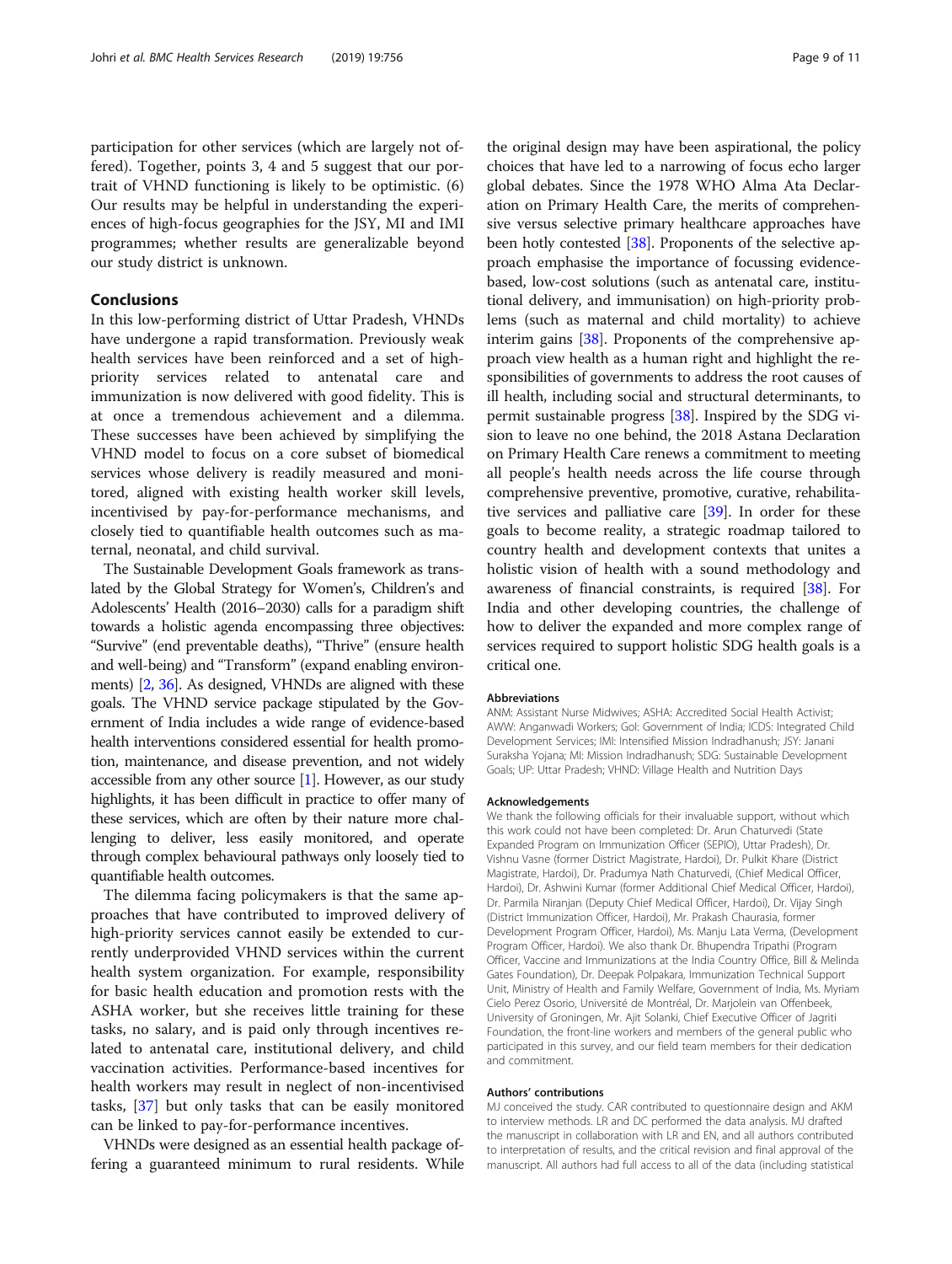participation for other services (which are largely not offered). Together, points 3, 4 and 5 suggest that our portrait of VHND functioning is likely to be optimistic. (6) Our results may be helpful in understanding the experiences of high-focus geographies for the JSY, MI and IMI programmes; whether results are generalizable beyond our study district is unknown.

## Conclusions

In this low-performing district of Uttar Pradesh, VHNDs have undergone a rapid transformation. Previously weak health services have been reinforced and a set of high-priority services related to antenatal care and immunization is now delivered with good fidelity. This is at once a tremendous achievement and a dilemma. These successes have been achieved by simplifying the VHND model to focus on a core subset of biomedical services whose delivery is readily measured and monitored, aligned with existing health worker skill levels, incentivised by pay-for-performance mechanisms, and closely tied to quantifiable health outcomes such as maternal, neonatal, and child survival.

The Sustainable Development Goals framework as translated by the Global Strategy for Women's, Children's and Adolescents' Health (2016–2030) calls for a paradigm shift towards a holistic agenda encompassing three objectives: "Survive" (end preventable deaths), "Thrive" (ensure health and well-being) and "Transform" (expand enabling environments) [2, 36]. As designed, VHNDs are aligned with these goals. The VHND service package stipulated by the Government of India includes a wide range of evidence-based health interventions considered essential for health promotion, maintenance, and disease prevention, and not widely accessible from any other source [1]. However, as our study highlights, it has been difficult in practice to offer many of these services, which are often by their nature more challenging to deliver, less easily monitored, and operate through complex behavioural pathways only loosely tied to quantifiable health outcomes.

The dilemma facing policymakers is that the same approaches that have contributed to improved delivery of high-priority services cannot easily be extended to currently underprovided VHND services within the current health system organization. For example, responsibility for basic health education and promotion rests with the ASHA worker, but she receives little training for these tasks, no salary, and is paid only through incentives related to antenatal care, institutional delivery, and child vaccination activities. Performance-based incentives for health workers may result in neglect of non-incentivised tasks, [37] but only tasks that can be easily monitored can be linked to pay-for-performance incentives.

VHNDs were designed as an essential health package offering a guaranteed minimum to rural residents. While the original design may have been aspirational, the policy choices that have led to a narrowing of focus echo larger global debates. Since the 1978 WHO Alma Ata Declaration on Primary Health Care, the merits of comprehensive versus selective primary healthcare approaches have been hotly contested [38]. Proponents of the selective approach emphasise the importance of focussing evidence-based, low-cost solutions (such as antenatal care, institutional delivery, and immunisation) on high-priority problems (such as maternal and child mortality) to achieve interim gains [38]. Proponents of the comprehensive approach view health as a human right and highlight the responsibilities of governments to address the root causes of ill health, including social and structural determinants, to permit sustainable progress [38]. Inspired by the SDG vision to leave no one behind, the 2018 Astana Declaration on Primary Health Care renews a commitment to meeting all people's health needs across the life course through comprehensive preventive, promotive, curative, rehabilitative services and palliative care [39]. In order for these goals to become reality, a strategic roadmap tailored to country health and development contexts that unites a holistic vision of health with a sound methodology and awareness of financial constraints, is required [38]. For India and other developing countries, the challenge of how to deliver the expanded and more complex range of services required to support holistic SDG health goals is a critical one.

### Abbreviations

ANM: Assistant Nurse Midwives; ASHA: Accredited Social Health Activist; AWW: Anganwadi Workers; GoI: Government of India; ICDS: Integrated Child Development Services; IMI: Intensified Mission Indradhanush; JSY: Janani Suraksha Yojana; MI: Mission Indradhanush; SDG: Sustainable Development Goals; UP: Uttar Pradesh; VHND: Village Health and Nutrition Days

### Acknowledgements

We thank the following officials for their invaluable support, without which this work could not have been completed: Dr. Arun Chaturvedi (State Expanded Program on Immunization Officer (SEPIO), Uttar Pradesh), Dr. Vishnu Vasne (former District Magistrate, Hardoi), Dr. Pulkit Khare (District Magistrate, Hardoi), Dr. Pradumya Nath Chaturvedi, (Chief Medical Officer, Hardoi), Dr. Ashwini Kumar (former Additional Chief Medical Officer, Hardoi), Dr. Parmila Niranjan (Deputy Chief Medical Officer, Hardoi), Dr. Vijay Singh (District Immunization Officer, Hardoi), Mr. Prakash Chaurasia, former Development Program Officer, Hardoi), Ms. Manju Lata Verma, (Development Program Officer, Hardoi). We also thank Dr. Bhupendra Tripathi (Program Officer, Vaccine and Immunizations at the India Country Office, Bill & Melinda Gates Foundation), Dr. Deepak Polpakara, Immunization Technical Support Unit, Ministry of Health and Family Welfare, Government of India, Ms. Myriam Cielo Perez Osorio, Université de Montréal, Dr. Marjolein van Offenbeek, University of Groningen, Mr. Ajit Solanki, Chief Executive Officer of Jagriti Foundation, the front-line workers and members of the general public who participated in this survey, and our field team members for their dedication and commitment.

### Authors' contributions

MJ conceived the study. CAR contributed to questionnaire design and AKM to interview methods. LR and DC performed the data analysis. MJ drafted the manuscript in collaboration with LR and EN, and all authors contributed to interpretation of results, and the critical revision and final approval of the manuscript. All authors had full access to all of the data (including statistical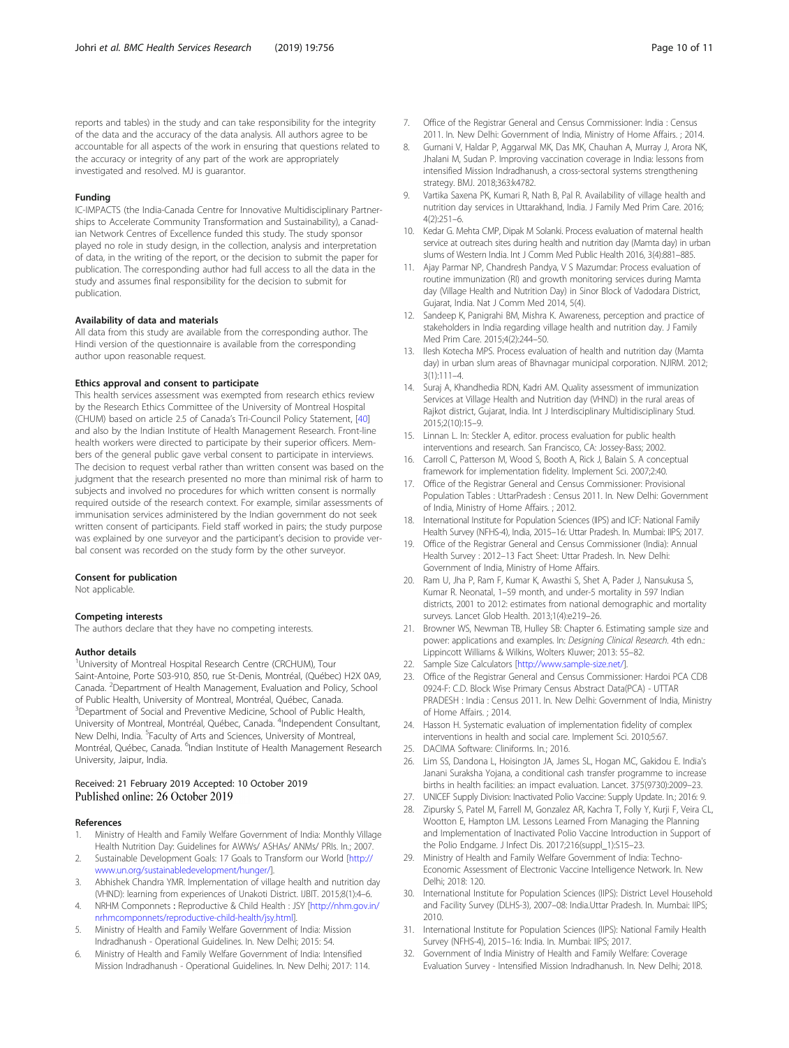reports and tables) in the study and can take responsibility for the integrity of the data and the accuracy of the data analysis. All authors agree to be accountable for all aspects of the work in ensuring that questions related to the accuracy or integrity of any part of the work are appropriately investigated and resolved. MJ is guarantor.

#### Funding

IC-IMPACTS (the India-Canada Centre for Innovative Multidisciplinary Partnerships to Accelerate Community Transformation and Sustainability), a Canadian Network Centres of Excellence funded this study. The study sponsor played no role in study design, in the collection, analysis and interpretation of data, in the writing of the report, or the decision to submit the paper for publication. The corresponding author had full access to all the data in the study and assumes final responsibility for the decision to submit for publication.

#### Availability of data and materials

All data from this study are available from the corresponding author. The Hindi version of the questionnaire is available from the corresponding author upon reasonable request.

#### Ethics approval and consent to participate

This health services assessment was exempted from research ethics review by the Research Ethics Committee of the University of Montreal Hospital (CHUM) based on article 2.5 of Canada's Tri-Council Policy Statement, [40] and also by the Indian Institute of Health Management Research. Front-line health workers were directed to participate by their superior officers. Members of the general public gave verbal consent to participate in interviews. The decision to request verbal rather than written consent was based on the judgment that the research presented no more than minimal risk of harm to subjects and involved no procedures for which written consent is normally required outside of the research context. For example, similar assessments of immunisation services administered by the Indian government do not seek written consent of participants. Field staff worked in pairs; the study purpose was explained by one surveyor and the participant's decision to provide verbal consent was recorded on the study form by the other surveyor.

#### Consent for publication

Not applicable.

#### Competing interests

The authors declare that they have no competing interests.

#### Author details

[1]University of Montreal Hospital Research Centre (CRCHUM), Tour Saint-Antoine, Porte S03-910, 850, rue St-Denis, Montréal, (Québec) H2X 0A9, Canada. [2]Department of Health Management, Evaluation and Policy, School of Public Health, University of Montreal, Montréal, Québec, Canada. [3]Department of Social and Preventive Medicine, School of Public Health, University of Montreal, Montréal, Québec, Canada. [4]Independent Consultant, New Delhi, India. [5]Faculty of Arts and Sciences, University of Montreal, Montréal, Québec, Canada. [6]Indian Institute of Health Management Research University, Jaipur, India.

Received: 21 February 2019 Accepted: 10 October 2019
Published online: 26 October 2019

#### References

1. Ministry of Health and Family Welfare Government of India: Monthly Village Health Nutrition Day: Guidelines for AWWs/ ASHAs/ ANMs/ PRIs. In.; 2007.
2. Sustainable Development Goals: 17 Goals to Transform our World [http://www.un.org/sustainabledevelopment/hunger/].
3. Abhishek Chandra YMR. Implementation of village health and nutrition day (VHND): learning from experiences of Unakoti District. IJBIT. 2015;8(1):4–6.
4. NRHM Componnets : Reproductive & Child Health : JSY [http://nhm.gov.in/nrhmcomponnets/reproductive-child-health/jsy.html].
5. Ministry of Health and Family Welfare Government of India: Mission Indradhanush - Operational Guidelines. In. New Delhi; 2015: 54.
6. Ministry of Health and Family Welfare Government of India: Intensified Mission Indradhanush - Operational Guidelines. In. New Delhi; 2017: 114.
7. Office of the Registrar General and Census Commissioner: India : Census 2011. In. New Delhi: Government of India, Ministry of Home Affairs. ; 2014.
8. Gurnani V, Haldar P, Aggarwal MK, Das MK, Chauhan A, Murray J, Arora NK, Jhalani M, Sudan P. Improving vaccination coverage in India: lessons from intensified Mission Indradhanush, a cross-sectoral systems strengthening strategy. BMJ. 2018;363:k4782.
9. Vartika Saxena PK, Kumari R, Nath B, Pal R. Availability of village health and nutrition day services in Uttarakhand, India. J Family Med Prim Care. 2016; 4(2):251–6.
10. Kedar G. Mehta CMP, Dipak M Solanki. Process evaluation of maternal health service at outreach sites during health and nutrition day (Mamta day) in urban slums of Western India. Int J Comm Med Public Health 2016, 3(4):881–885.
11. Ajay Parmar NP, Chandresh Pandya, V S Mazumdar: Process evaluation of routine immunization (RI) and growth monitoring services during Mamta day (Village Health and Nutrition Day) in Sinor Block of Vadodara District, Gujarat, India. Nat J Comm Med 2014, 5(4).
12. Sandeep K, Panigrahi BM, Mishra K. Awareness, perception and practice of stakeholders in India regarding village health and nutrition day. J Family Med Prim Care. 2015;4(2):244–50.
13. Ilesh Kotecha MPS. Process evaluation of health and nutrition day (Mamta day) in urban slum areas of Bhavnagar municipal corporation. NJIRM. 2012; 3(1):111–4.
14. Suraj A, Khandhedia RDN, Kadri AM. Quality assessment of immunization Services at Village Health and Nutrition day (VHND) in the rural areas of Rajkot district, Gujarat, India. Int J Interdisciplinary Multidisciplinary Stud. 2015;2(10):15–9.
15. Linnan L. In: Steckler A, editor. process evaluation for public health interventions and research. San Francisco, CA: Jossey-Bass; 2002.
16. Carroll C, Patterson M, Wood S, Booth A, Rick J, Balain S. A conceptual framework for implementation fidelity. Implement Sci. 2007;2:40.
17. Office of the Registrar General and Census Commissioner: Provisional Population Tables : UttarPradesh : Census 2011. In. New Delhi: Government of India, Ministry of Home Affairs. ; 2012.
18. International Institute for Population Sciences (IIPS) and ICF: National Family Health Survey (NFHS-4), India, 2015–16: Uttar Pradesh. In. Mumbai: IIPS; 2017.
19. Office of the Registrar General and Census Commissioner (India): Annual Health Survey : 2012–13 Fact Sheet: Uttar Pradesh. In. New Delhi: Government of India, Ministry of Home Affairs.
20. Ram U, Jha P, Ram F, Kumar K, Awasthi S, Shet A, Pader J, Nansukusa S, Kumar R. Neonatal, 1–59 month, and under-5 mortality in 597 Indian districts, 2001 to 2012: estimates from national demographic and mortality surveys. Lancet Glob Health. 2013;1(4):e219–26.
21. Browner WS, Newman TB, Hulley SB: Chapter 6. Estimating sample size and power: applications and examples. In: *Designing Clinical Research.* 4th edn.: Lippincott Williams & Wilkins, Wolters Kluwer; 2013: 55–82.
22. Sample Size Calculators [http://www.sample-size.net/].
23. Office of the Registrar General and Census Commissioner: Hardoi PCA CDB 0924-F: C.D. Block Wise Primary Census Abstract Data(PCA) - UTTAR PRADESH : India : Census 2011. In. New Delhi: Government of India, Ministry of Home Affairs. ; 2014.
24. Hasson H. Systematic evaluation of implementation fidelity of complex interventions in health and social care. Implement Sci. 2010;5:67.
25. DACIMA Software: Cliniforms. In.; 2016.
26. Lim SS, Dandona L, Hoisington JA, James SL, Hogan MC, Gakidou E. India's Janani Suraksha Yojana, a conditional cash transfer programme to increase births in health facilities: an impact evaluation. Lancet. 375(9730):2009–23.
27. UNICEF Supply Division: Inactivated Polio Vaccine: Supply Update. In.; 2016: 9.
28. Zipursky S, Patel M, Farrell M, Gonzalez AR, Kachra T, Folly Y, Kurji F, Veira CL, Wootton E, Hampton LM. Lessons Learned From Managing the Planning and Implementation of Inactivated Polio Vaccine Introduction in Support of the Polio Endgame. J Infect Dis. 2017;216(suppl_1):S15–23.
29. Ministry of Health and Family Welfare Government of India: Techno-Economic Assessment of Electronic Vaccine Intelligence Network. In. New Delhi; 2018: 120.
30. International Institute for Population Sciences (IIPS): District Level Household and Facility Survey (DLHS-3), 2007–08: India.Uttar Pradesh. In. Mumbai: IIPS; 2010.
31. International Institute for Population Sciences (IIPS): National Family Health Survey (NFHS-4), 2015–16: India. In. Mumbai: IIPS; 2017.
32. Government of India Ministry of Health and Family Welfare: Coverage Evaluation Survey - Intensified Mission Indradhanush. In. New Delhi; 2018.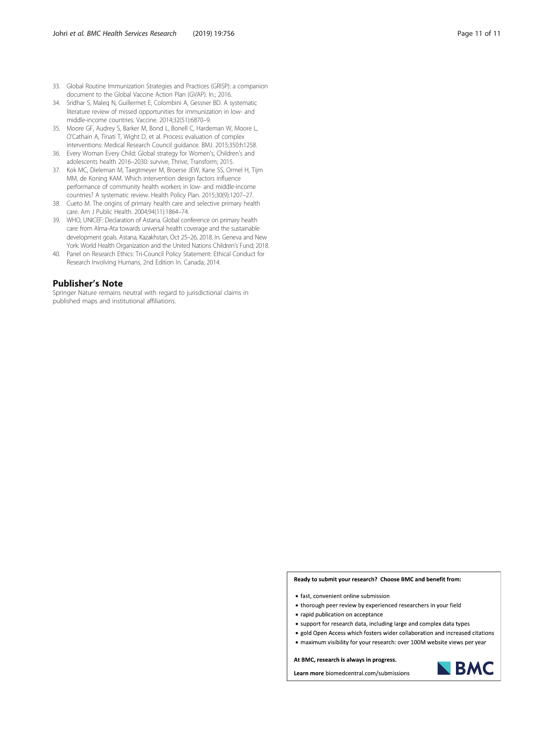33. Global Routine Immunization Strategies and Practices (GRISP): a companion document to the Global Vaccine Action Plan (GVAP). In.; 2016.
34. Sridhar S, Maleq N, Guillermet E, Colombini A, Gessner BD. A systematic literature review of missed opportunities for immunization in low- and middle-income countries. Vaccine. 2014;32(51):6870–9.
35. Moore GF, Audrey S, Barker M, Bond L, Bonell C, Hardeman W, Moore L, O'Cathain A, Tinati T, Wight D, et al. Process evaluation of complex interventions: Medical Research Council guidance. BMJ. 2015;350:h1258.
36. Every Woman Every Child: Global strategy for Women's, Children's and adolescents health 2016–2030: survive, Thrive, Transform; 2015.
37. Kok MC, Dieleman M, Taegtmeyer M, Broerse JEW, Kane SS, Ormel H, Tijm MM, de Koning KAM. Which intervention design factors influence performance of community health workers in low- and middle-income countries? A systematic review. Health Policy Plan. 2015;30(9):1207–27.
38. Cueto M. The origins of primary health care and selective primary health care. Am J Public Health. 2004;94(11):1864–74.
39. WHO, UNICEF: Declaration of Astana. Global conference on primary health care: from Alma-Ata towards universal health coverage and the sustainable development goals. Astana, Kazakhstan, Oct 25–26, 2018. In. Geneva and New York: World Health Organization and the United Nations Children's Fund; 2018.
40. Panel on Research Ethics: Tri-Council Policy Statement: Ethical Conduct for Research Involving Humans, 2nd Edition In. Canada; 2014.

## Publisher's Note

Springer Nature remains neutral with regard to jurisdictional claims in published maps and institutional affiliations.

**Ready to submit your research? Choose BMC and benefit from:**

- fast, convenient online submission
- thorough peer review by experienced researchers in your field
- rapid publication on acceptance
- support for research data, including large and complex data types
- gold Open Access which fosters wider collaboration and increased citations
- maximum visibility for your research: over 100M website views per year

**At BMC, research is always in progress.**

**Learn more** biomedcentral.com/submissions

BMC